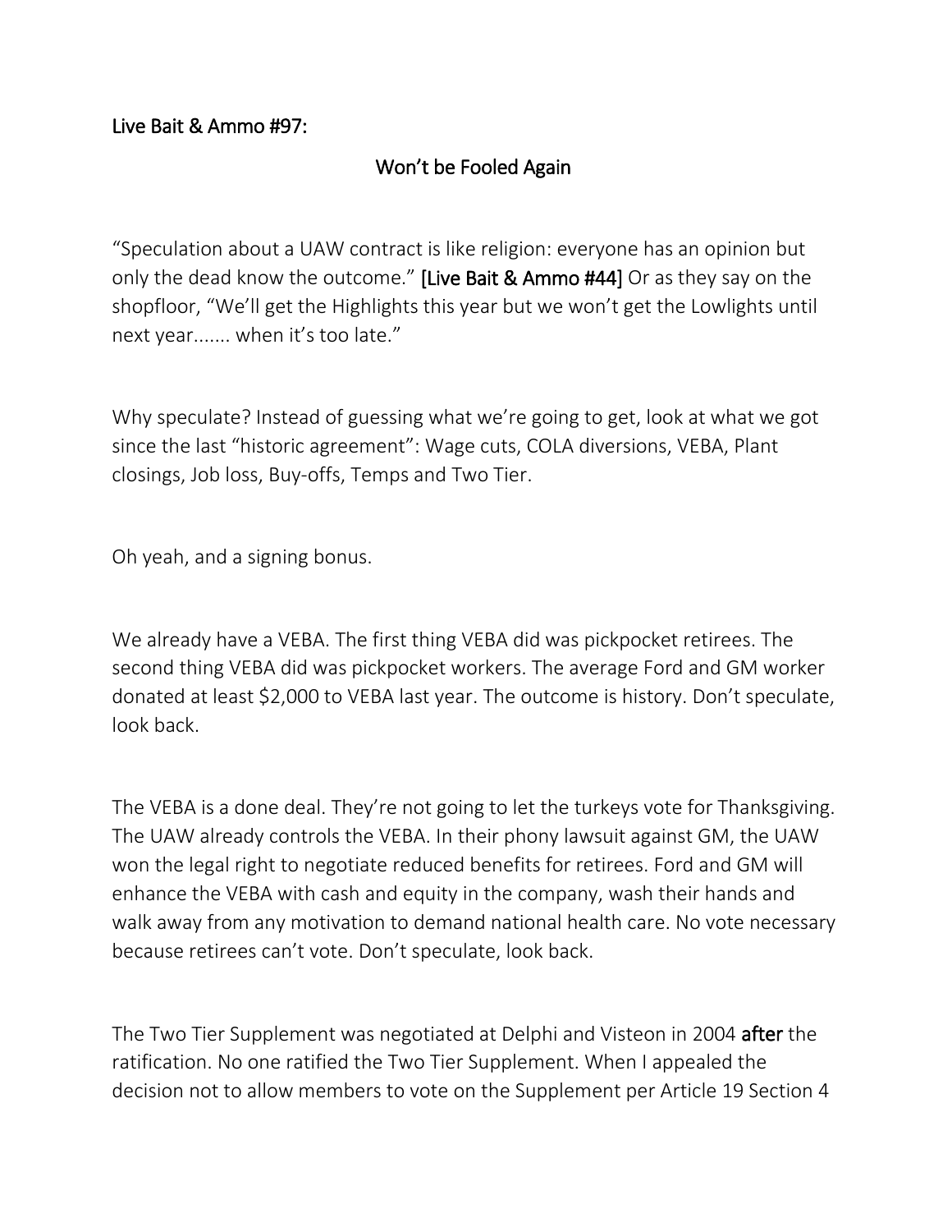## Live Bait & Ammo #97:

# Won't be Fooled Again

"Speculation about a UAW contract is like religion: everyone has an opinion but only the dead know the outcome." **[Live Bait & Ammo #44]** Or as they say on the shopfloor, "We'll get the Highlights this year but we won't get the Lowlights until next year....... when it's too late."

Why speculate? Instead of guessing what we're going to get, look at what we got since the last "historic agreement": Wage cuts, COLA diversions, VEBA, Plant closings, Job loss, Buy-offs, Temps and Two Tier.

Oh yeah, and a signing bonus.

We already have a VEBA. The first thing VEBA did was pickpocket retirees. The second thing VEBA did was pickpocket workers. The average Ford and GM worker donated at least $2,000 to VEBA last year. The outcome is history. Don't speculate, look back.

The VEBA is a done deal. They're not going to let the turkeys vote for Thanksgiving. The UAW already controls the VEBA. In their phony lawsuit against GM, the UAW won the legal right to negotiate reduced benefits for retirees. Ford and GM will enhance the VEBA with cash and equity in the company, wash their hands and walk away from any motivation to demand national health care. No vote necessary because retirees can't vote. Don't speculate, look back.

The Two Tier Supplement was negotiated at Delphi and Visteon in 2004 **after** the ratification. No one ratified the Two Tier Supplement. When I appealed the decision not to allow members to vote on the Supplement per Article 19 Section 4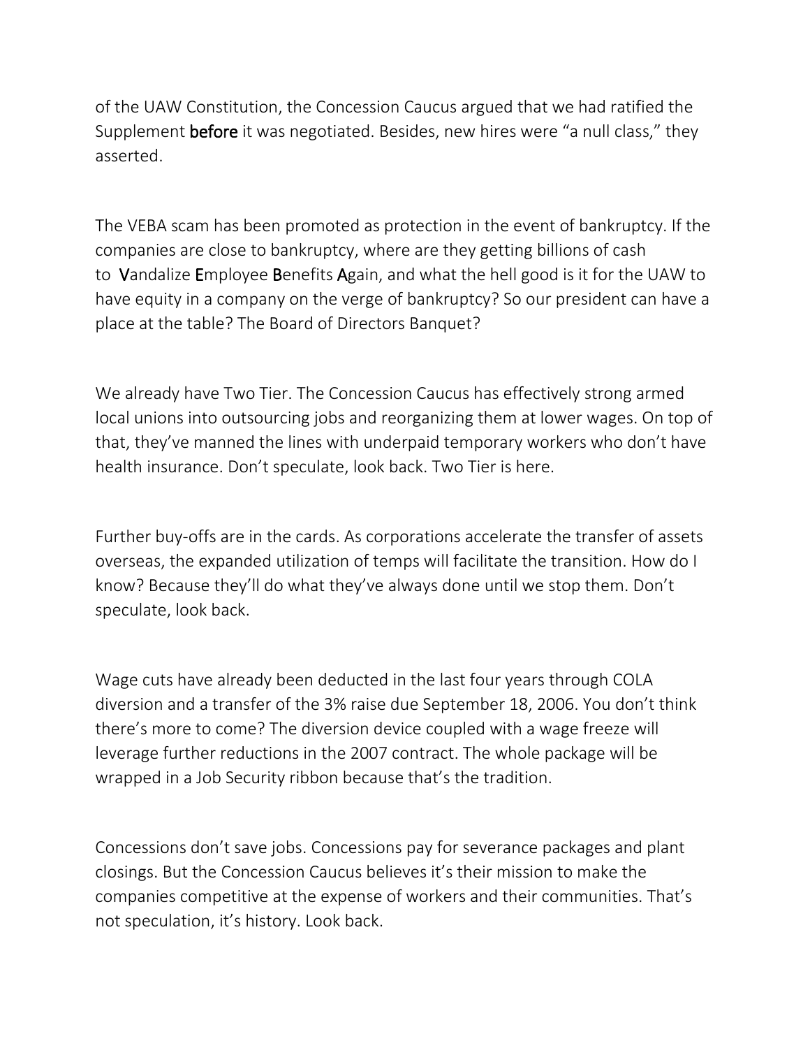of the UAW Constitution, the Concession Caucus argued that we had ratified the Supplement **before** it was negotiated. Besides, new hires were "a null class," they asserted.

The VEBA scam has been promoted as protection in the event of bankruptcy. If the companies are close to bankruptcy, where are they getting billions of cash to **V**andalize **E**mployee **B**enefits **A**gain, and what the hell good is it for the UAW to have equity in a company on the verge of bankruptcy? So our president can have a place at the table? The Board of Directors Banquet?

We already have Two Tier. The Concession Caucus has effectively strong armed local unions into outsourcing jobs and reorganizing them at lower wages. On top of that, they've manned the lines with underpaid temporary workers who don't have health insurance. Don't speculate, look back. Two Tier is here.

Further buy-offs are in the cards. As corporations accelerate the transfer of assets overseas, the expanded utilization of temps will facilitate the transition. How do I know? Because they'll do what they've always done until we stop them. Don't speculate, look back.

Wage cuts have already been deducted in the last four years through COLA diversion and a transfer of the 3% raise due September 18, 2006. You don't think there's more to come? The diversion device coupled with a wage freeze will leverage further reductions in the 2007 contract. The whole package will be wrapped in a Job Security ribbon because that's the tradition.

Concessions don't save jobs. Concessions pay for severance packages and plant closings. But the Concession Caucus believes it's their mission to make the companies competitive at the expense of workers and their communities. That's not speculation, it's history. Look back.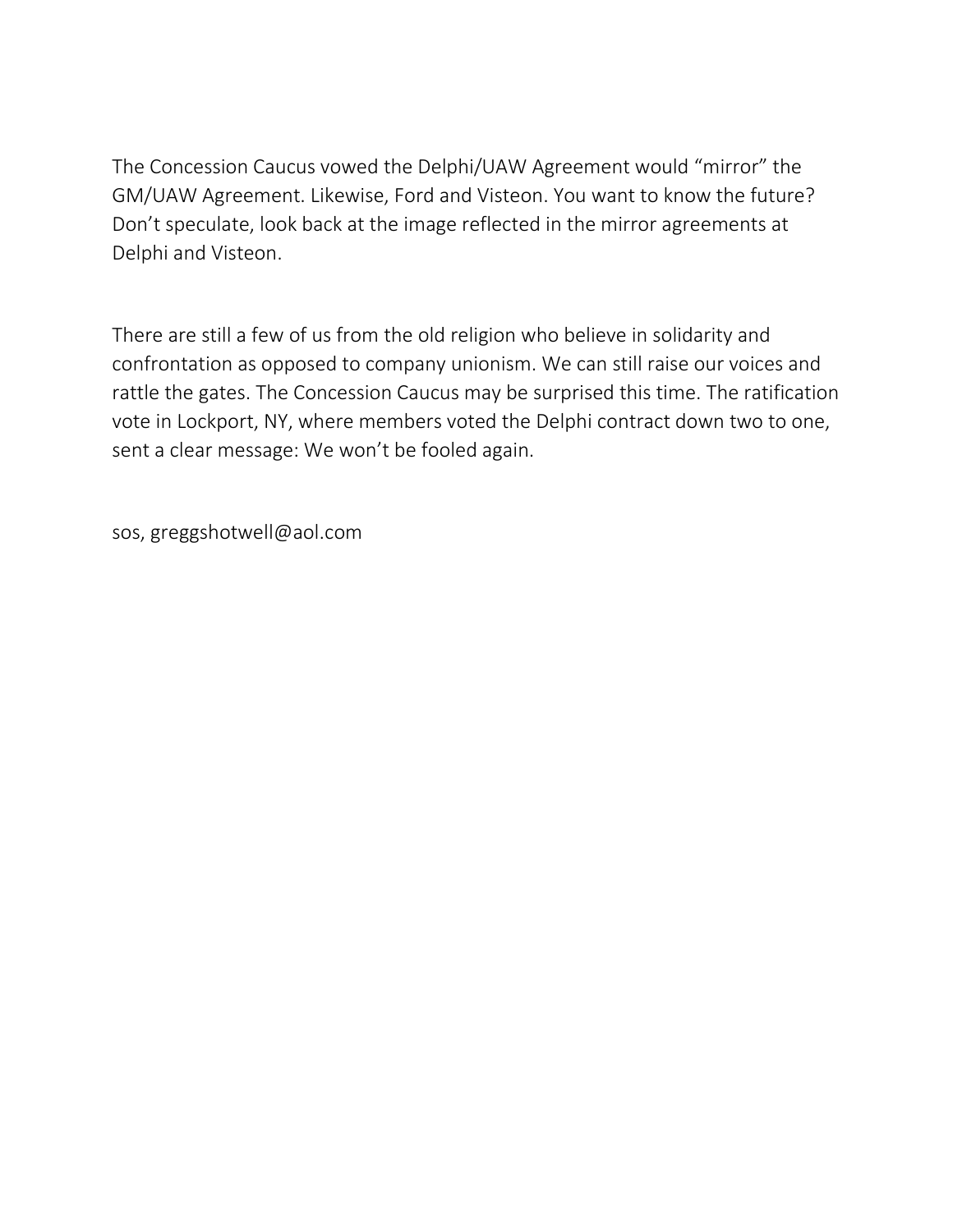The Concession Caucus vowed the Delphi/UAW Agreement would "mirror" the GM/UAW Agreement. Likewise, Ford and Visteon. You want to know the future? Don't speculate, look back at the image reflected in the mirror agreements at Delphi and Visteon.

There are still a few of us from the old religion who believe in solidarity and confrontation as opposed to company unionism. We can still raise our voices and rattle the gates. The Concession Caucus may be surprised this time. The ratification vote in Lockport, NY, where members voted the Delphi contract down two to one, sent a clear message: We won't be fooled again.

sos, greggshotwell@aol.com